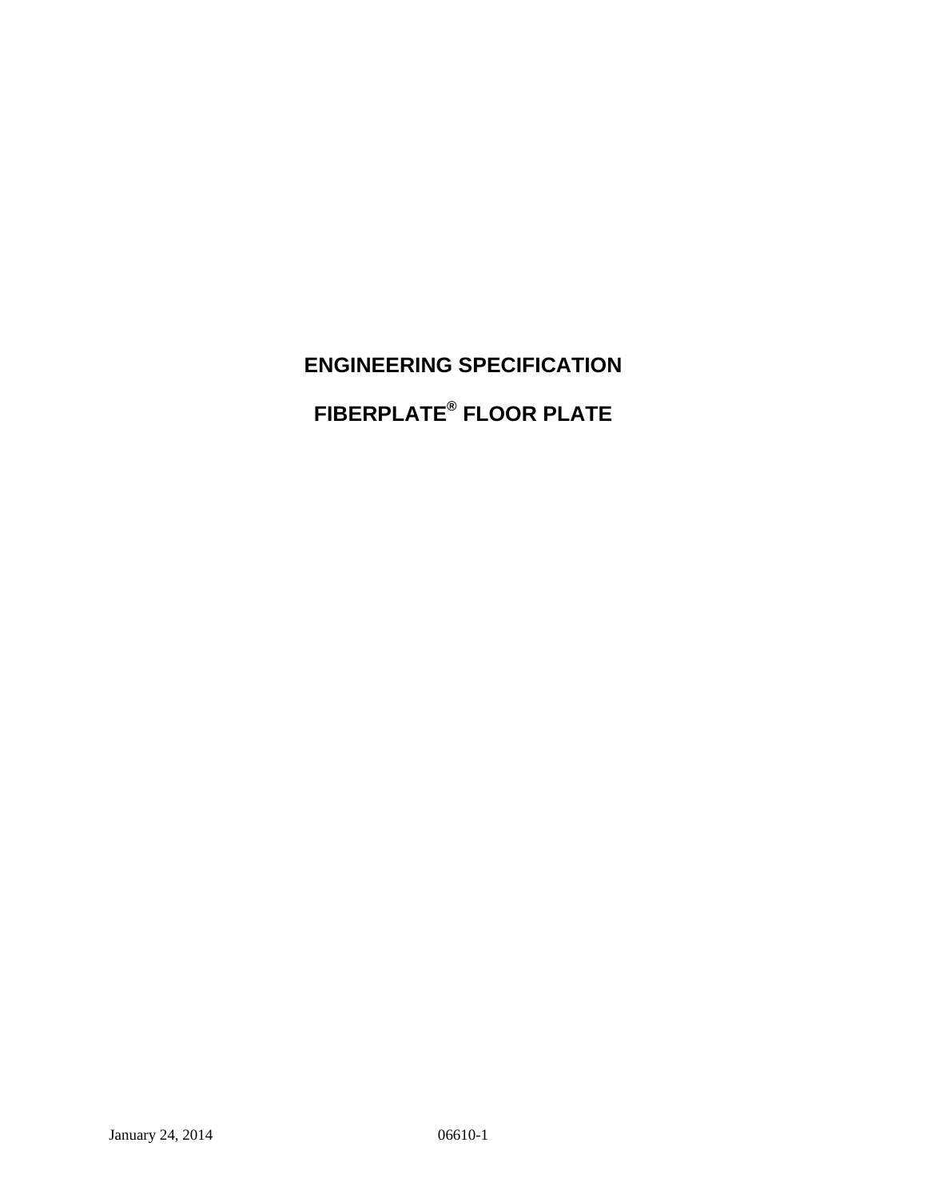# ENGINEERING SPECIFICATION

# FIBERPLATE® FLOOR PLATE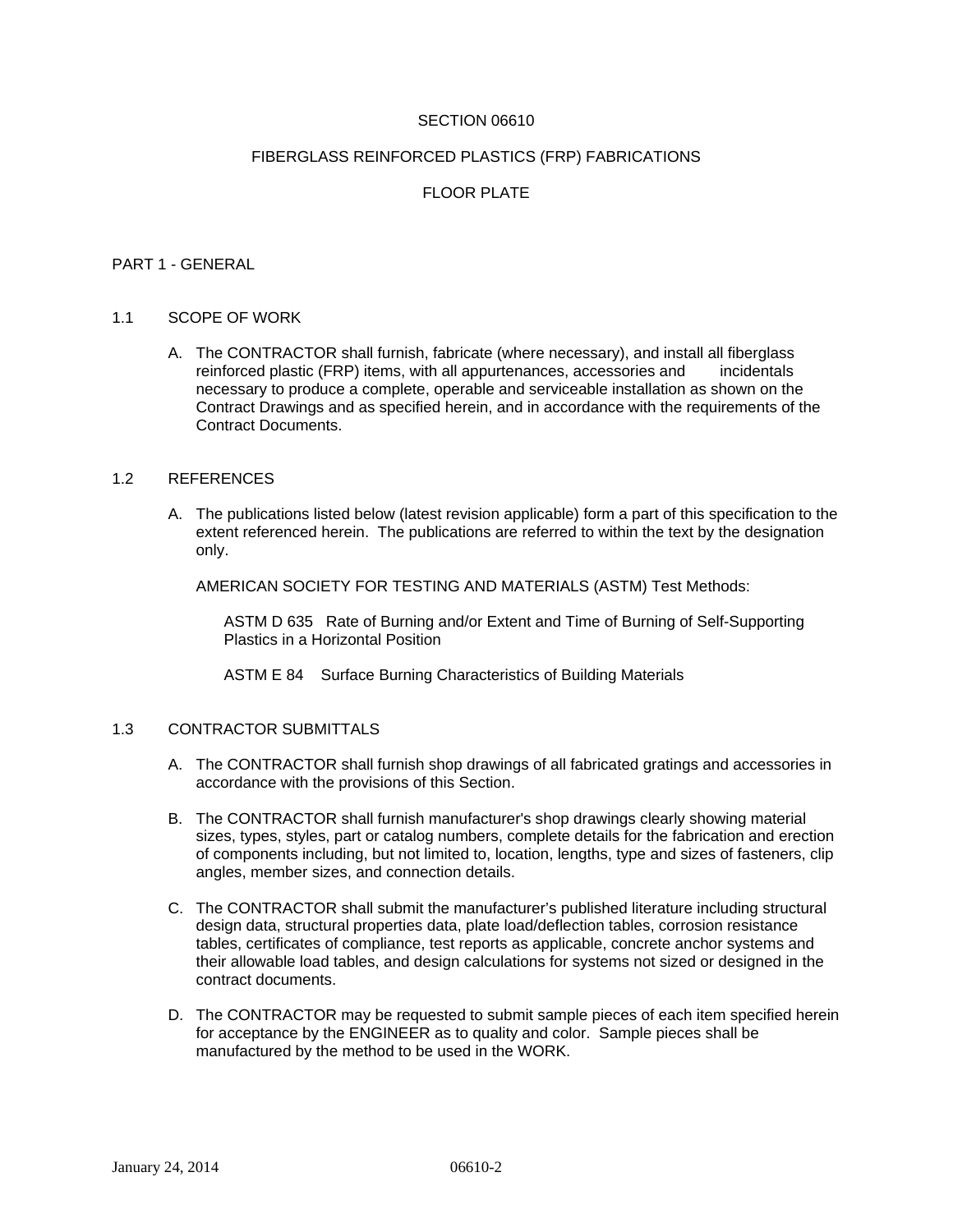SECTION 06610

FIBERGLASS REINFORCED PLASTICS (FRP) FABRICATIONS

FLOOR PLATE

## PART 1 - GENERAL

### 1.1 SCOPE OF WORK

A. The CONTRACTOR shall furnish, fabricate (where necessary), and install all fiberglass reinforced plastic (FRP) items, with all appurtenances, accessories and incidentals necessary to produce a complete, operable and serviceable installation as shown on the Contract Drawings and as specified herein, and in accordance with the requirements of the Contract Documents.

### 1.2 REFERENCES

A. The publications listed below (latest revision applicable) form a part of this specification to the extent referenced herein. The publications are referred to within the text by the designation only.

AMERICAN SOCIETY FOR TESTING AND MATERIALS (ASTM) Test Methods:

ASTM D 635 Rate of Burning and/or Extent and Time of Burning of Self-Supporting Plastics in a Horizontal Position

ASTM E 84 Surface Burning Characteristics of Building Materials

### 1.3 CONTRACTOR SUBMITTALS

A. The CONTRACTOR shall furnish shop drawings of all fabricated gratings and accessories in accordance with the provisions of this Section.

B. The CONTRACTOR shall furnish manufacturer's shop drawings clearly showing material sizes, types, styles, part or catalog numbers, complete details for the fabrication and erection of components including, but not limited to, location, lengths, type and sizes of fasteners, clip angles, member sizes, and connection details.

C. The CONTRACTOR shall submit the manufacturer's published literature including structural design data, structural properties data, plate load/deflection tables, corrosion resistance tables, certificates of compliance, test reports as applicable, concrete anchor systems and their allowable load tables, and design calculations for systems not sized or designed in the contract documents.

D. The CONTRACTOR may be requested to submit sample pieces of each item specified herein for acceptance by the ENGINEER as to quality and color. Sample pieces shall be manufactured by the method to be used in the WORK.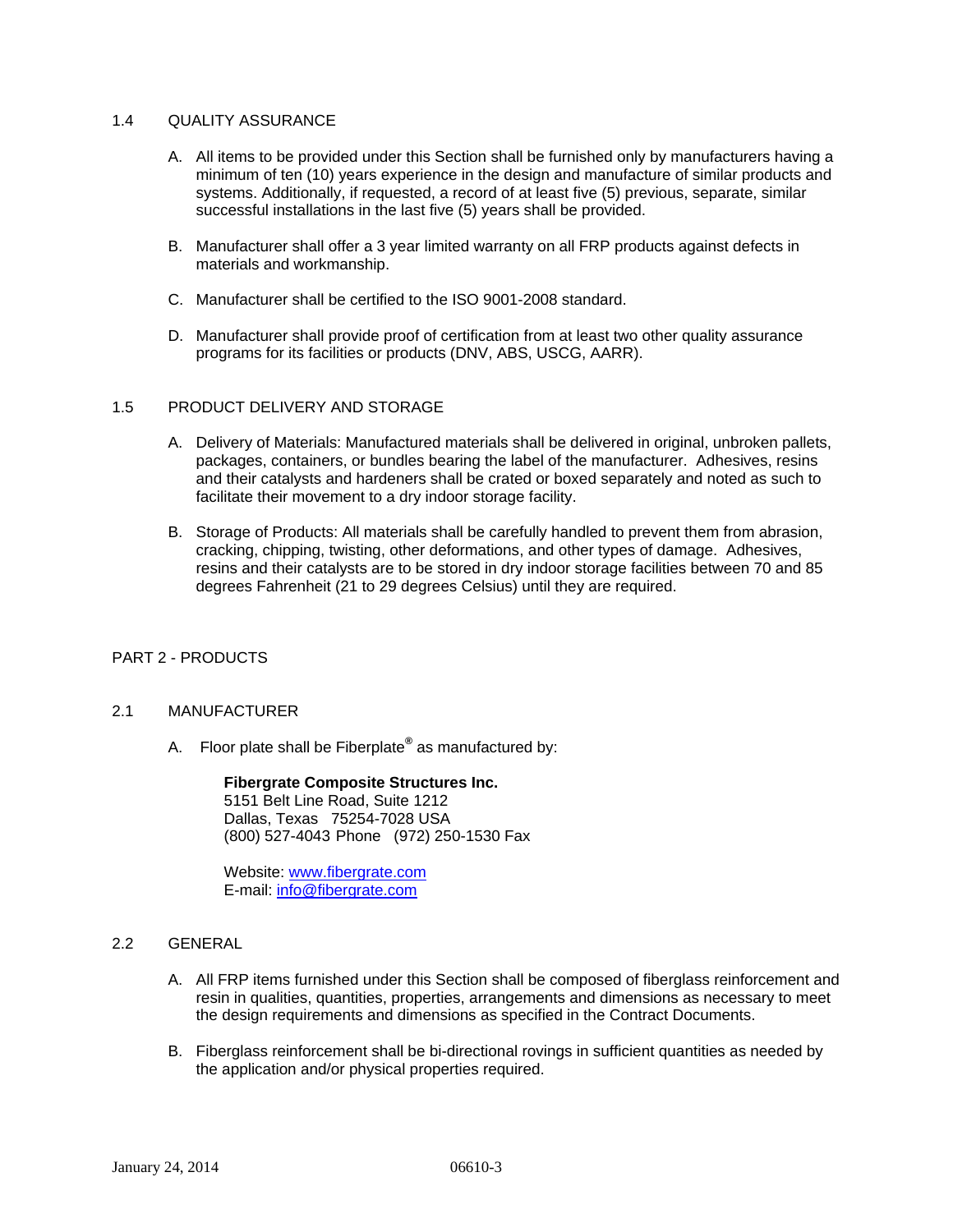## 1.4 QUALITY ASSURANCE

A. All items to be provided under this Section shall be furnished only by manufacturers having a minimum of ten (10) years experience in the design and manufacture of similar products and systems. Additionally, if requested, a record of at least five (5) previous, separate, similar successful installations in the last five (5) years shall be provided.

B. Manufacturer shall offer a 3 year limited warranty on all FRP products against defects in materials and workmanship.

C. Manufacturer shall be certified to the ISO 9001-2008 standard.

D. Manufacturer shall provide proof of certification from at least two other quality assurance programs for its facilities or products (DNV, ABS, USCG, AARR).

## 1.5 PRODUCT DELIVERY AND STORAGE

A. Delivery of Materials: Manufactured materials shall be delivered in original, unbroken pallets, packages, containers, or bundles bearing the label of the manufacturer. Adhesives, resins and their catalysts and hardeners shall be crated or boxed separately and noted as such to facilitate their movement to a dry indoor storage facility.

B. Storage of Products: All materials shall be carefully handled to prevent them from abrasion, cracking, chipping, twisting, other deformations, and other types of damage. Adhesives, resins and their catalysts are to be stored in dry indoor storage facilities between 70 and 85 degrees Fahrenheit (21 to 29 degrees Celsius) until they are required.

# PART 2 - PRODUCTS

## 2.1 MANUFACTURER

A. Floor plate shall be Fiberplate® as manufactured by:

**Fibergrate Composite Structures Inc.**
5151 Belt Line Road, Suite 1212
Dallas, Texas 75254-7028 USA
(800) 527-4043 Phone (972) 250-1530 Fax

Website: www.fibergrate.com
E-mail: info@fibergrate.com

## 2.2 GENERAL

A. All FRP items furnished under this Section shall be composed of fiberglass reinforcement and resin in qualities, quantities, properties, arrangements and dimensions as necessary to meet the design requirements and dimensions as specified in the Contract Documents.

B. Fiberglass reinforcement shall be bi-directional rovings in sufficient quantities as needed by the application and/or physical properties required.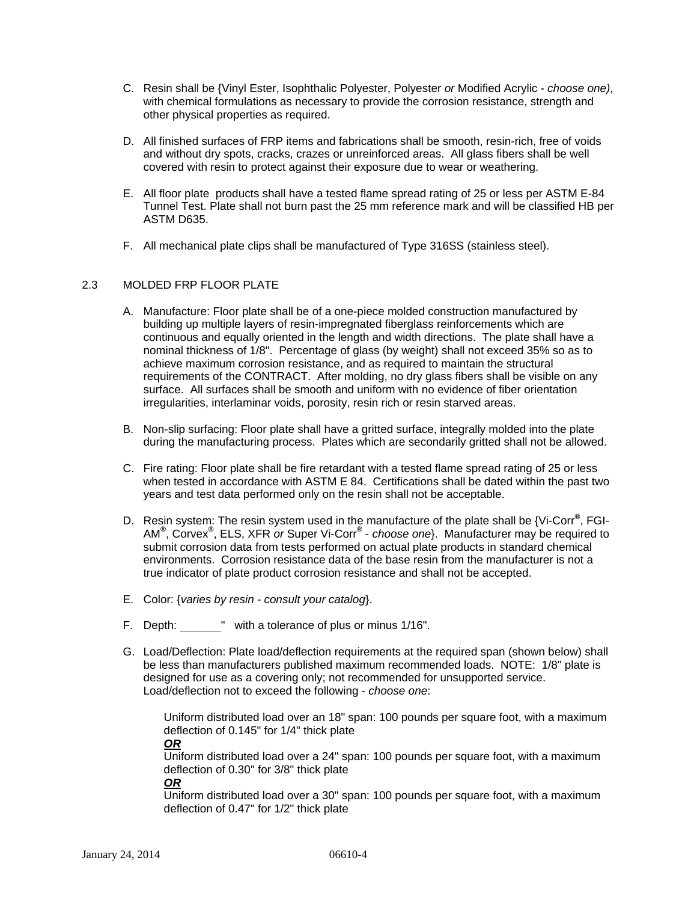C. Resin shall be {Vinyl Ester, Isophthalic Polyester, Polyester *or* Modified Acrylic - *choose one)*, with chemical formulations as necessary to provide the corrosion resistance, strength and other physical properties as required.

D. All finished surfaces of FRP items and fabrications shall be smooth, resin-rich, free of voids and without dry spots, cracks, crazes or unreinforced areas. All glass fibers shall be well covered with resin to protect against their exposure due to wear or weathering.

E. All floor plate products shall have a tested flame spread rating of 25 or less per ASTM E-84 Tunnel Test. Plate shall not burn past the 25 mm reference mark and will be classified HB per ASTM D635.

F. All mechanical plate clips shall be manufactured of Type 316SS (stainless steel).

## 2.3 MOLDED FRP FLOOR PLATE

A. Manufacture: Floor plate shall be of a one-piece molded construction manufactured by building up multiple layers of resin-impregnated fiberglass reinforcements which are continuous and equally oriented in the length and width directions. The plate shall have a nominal thickness of 1/8". Percentage of glass (by weight) shall not exceed 35% so as to achieve maximum corrosion resistance, and as required to maintain the structural requirements of the CONTRACT. After molding, no dry glass fibers shall be visible on any surface. All surfaces shall be smooth and uniform with no evidence of fiber orientation irregularities, interlaminar voids, porosity, resin rich or resin starved areas.

B. Non-slip surfacing: Floor plate shall have a gritted surface, integrally molded into the plate during the manufacturing process. Plates which are secondarily gritted shall not be allowed.

C. Fire rating: Floor plate shall be fire retardant with a tested flame spread rating of 25 or less when tested in accordance with ASTM E 84. Certifications shall be dated within the past two years and test data performed only on the resin shall not be acceptable.

D. Resin system: The resin system used in the manufacture of the plate shall be {Vi-Corr®, FGI-AM®, Corvex®, ELS, XFR *or* Super Vi-Corr® - *choose one*}. Manufacturer may be required to submit corrosion data from tests performed on actual plate products in standard chemical environments. Corrosion resistance data of the base resin from the manufacturer is not a true indicator of plate product corrosion resistance and shall not be accepted.

E. Color: {*varies by resin - consult your catalog*}.

F. Depth: ______" with a tolerance of plus or minus 1/16".

G. Load/Deflection: Plate load/deflection requirements at the required span (shown below) shall be less than manufacturers published maximum recommended loads. NOTE: 1/8" plate is designed for use as a covering only; not recommended for unsupported service. Load/deflection not to exceed the following - *choose one*:

 Uniform distributed load over an 18" span: 100 pounds per square foot, with a maximum deflection of 0.145" for 1/4" thick plate
 ***OR***
 Uniform distributed load over a 24" span: 100 pounds per square foot, with a maximum deflection of 0.30" for 3/8" thick plate
 ***OR***
 Uniform distributed load over a 30" span: 100 pounds per square foot, with a maximum deflection of 0.47" for 1/2" thick plate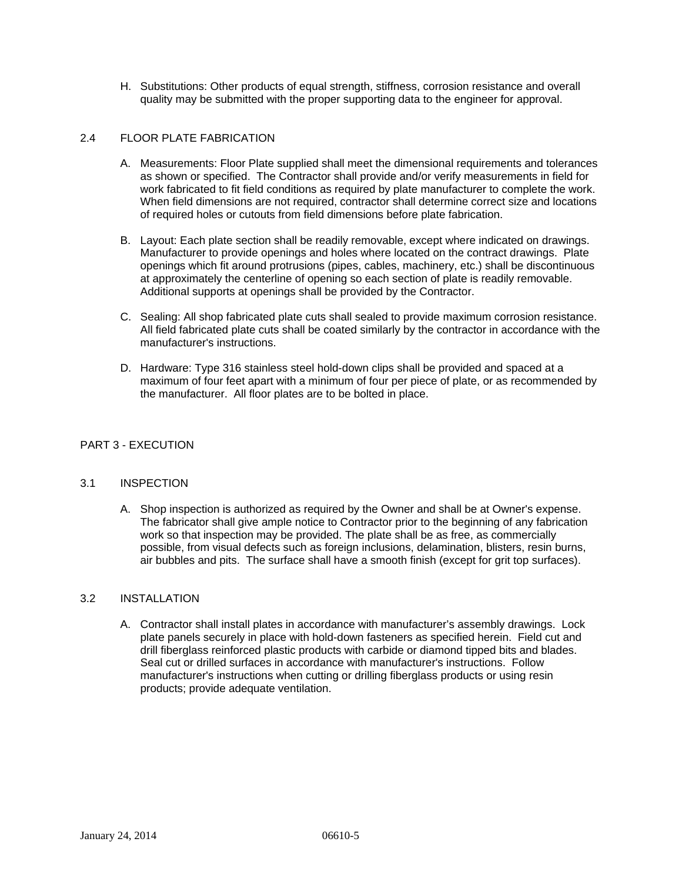H. Substitutions: Other products of equal strength, stiffness, corrosion resistance and overall quality may be submitted with the proper supporting data to the engineer for approval.

## 2.4 FLOOR PLATE FABRICATION

A. Measurements: Floor Plate supplied shall meet the dimensional requirements and tolerances as shown or specified. The Contractor shall provide and/or verify measurements in field for work fabricated to fit field conditions as required by plate manufacturer to complete the work. When field dimensions are not required, contractor shall determine correct size and locations of required holes or cutouts from field dimensions before plate fabrication.

B. Layout: Each plate section shall be readily removable, except where indicated on drawings. Manufacturer to provide openings and holes where located on the contract drawings. Plate openings which fit around protrusions (pipes, cables, machinery, etc.) shall be discontinuous at approximately the centerline of opening so each section of plate is readily removable. Additional supports at openings shall be provided by the Contractor.

C. Sealing: All shop fabricated plate cuts shall sealed to provide maximum corrosion resistance. All field fabricated plate cuts shall be coated similarly by the contractor in accordance with the manufacturer's instructions.

D. Hardware: Type 316 stainless steel hold-down clips shall be provided and spaced at a maximum of four feet apart with a minimum of four per piece of plate, or as recommended by the manufacturer. All floor plates are to be bolted in place.

# PART 3 - EXECUTION

## 3.1 INSPECTION

A. Shop inspection is authorized as required by the Owner and shall be at Owner's expense. The fabricator shall give ample notice to Contractor prior to the beginning of any fabrication work so that inspection may be provided. The plate shall be as free, as commercially possible, from visual defects such as foreign inclusions, delamination, blisters, resin burns, air bubbles and pits. The surface shall have a smooth finish (except for grit top surfaces).

## 3.2 INSTALLATION

A. Contractor shall install plates in accordance with manufacturer's assembly drawings. Lock plate panels securely in place with hold-down fasteners as specified herein. Field cut and drill fiberglass reinforced plastic products with carbide or diamond tipped bits and blades. Seal cut or drilled surfaces in accordance with manufacturer's instructions. Follow manufacturer's instructions when cutting or drilling fiberglass products or using resin products; provide adequate ventilation.